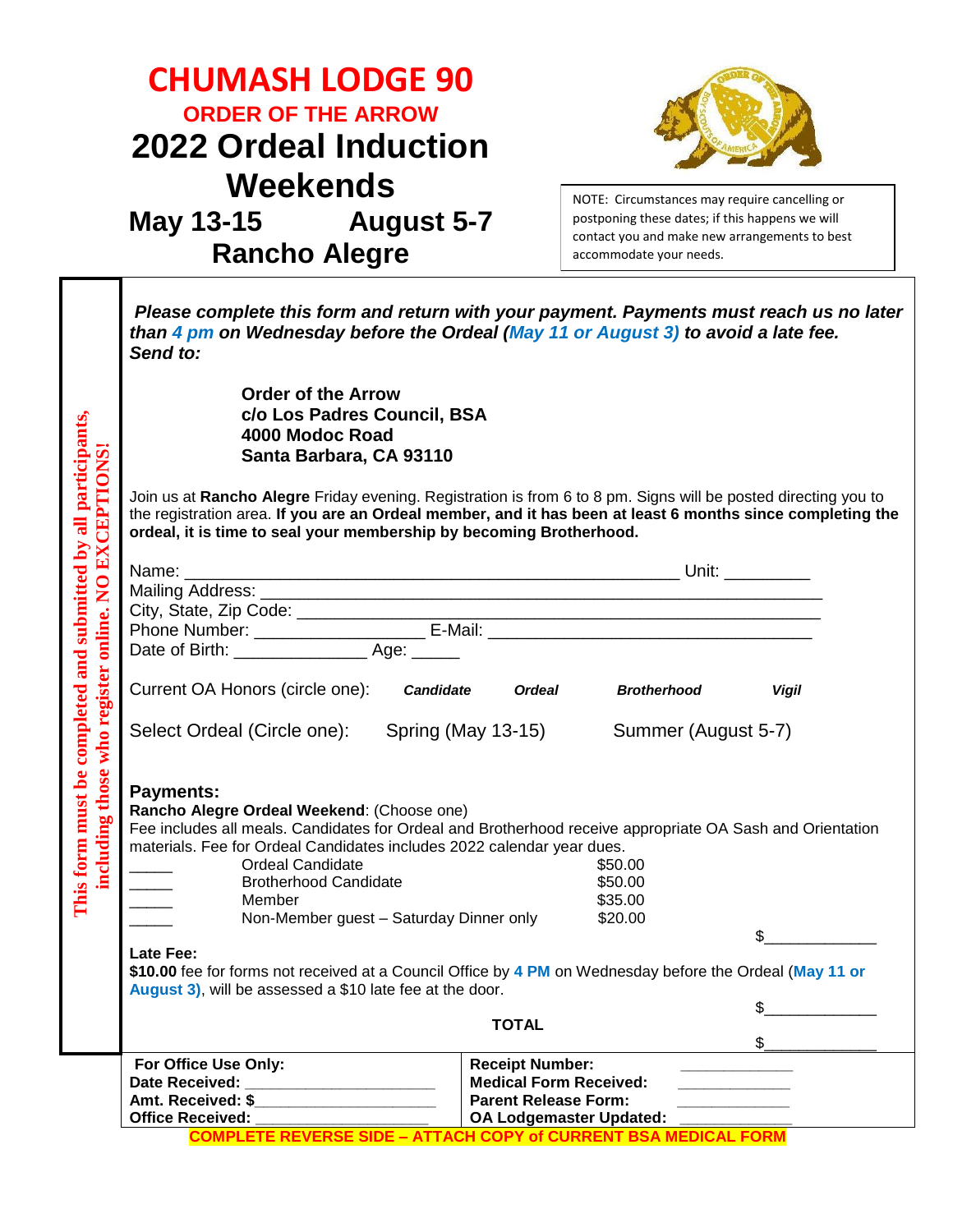# CHUMASH LODGE 90

## ORDER OF THE ARROW

# 2022 Ordeal Induction Weekends

## May 13-15 August 5-7

## Rancho Alegre

NOTE: Circumstances may require cancelling or postponing these dates; if this happens we will contact you and make new arrangements to best accommodate your needs.

**This form must be completed and submitted by all participants, including those who register online. NO EXCEPTIONS!**

***Please complete this form and return with your payment. Payments must reach us no later than 4 pm on Wednesday before the Ordeal (May 11 or August 3) to avoid a late fee. Send to:***

**Order of the Arrow**
**c/o Los Padres Council, BSA**
**4000 Modoc Road**
**Santa Barbara, CA 93110**

Join us at **Rancho Alegre** Friday evening. Registration is from 6 to 8 pm. Signs will be posted directing you to the registration area. **If you are an Ordeal member, and it has been at least 6 months since completing the ordeal, it is time to seal your membership by becoming Brotherhood.**

Name: _______________________________________________ Unit: _________
Mailing Address: ________________________________________________________
City, State, Zip Code: ___________________________________________________
Phone Number: _________________ E-Mail: ________________________________
Date of Birth: ______________ Age: _____

Current OA Honors (circle one): ***Candidate*** ***Ordeal*** ***Brotherhood*** ***Vigil***

Select Ordeal (Circle one): Spring (May 13-15) Summer (August 5-7)

**Payments:**
**Rancho Alegre Ordeal Weekend**: (Choose one)
Fee includes all meals. Candidates for Ordeal and Brotherhood receive appropriate OA Sash and Orientation materials. Fee for Ordeal Candidates includes 2022 calendar year dues.

| | | |
|---|---|---|
| _____ | Ordeal Candidate | $50.00 |
| _____ | Brotherhood Candidate | $50.00 |
| _____ | Member | $35.00 |
| _____ | Non-Member guest – Saturday Dinner only | $20.00 |

$____________

**Late Fee:**
**$10.00** fee for forms not received at a Council Office by **4 PM** on Wednesday before the Ordeal (**May 11 or August 3)**, will be assessed a $10 late fee at the door.

$____________

**TOTAL** $____________

| For Office Use Only: | |
|---|---|
| **Date Received:** ____________________ | **Receipt Number:** ____________ |
| **Amt. Received: $**____________________ | **Medical Form Received:** ____________ |
| **Office Received:** ____________________ | **Parent Release Form:** ____________ |
| | **OA Lodgemaster Updated:** ____________ |

**COMPLETE REVERSE SIDE – ATTACH COPY of CURRENT BSA MEDICAL FORM**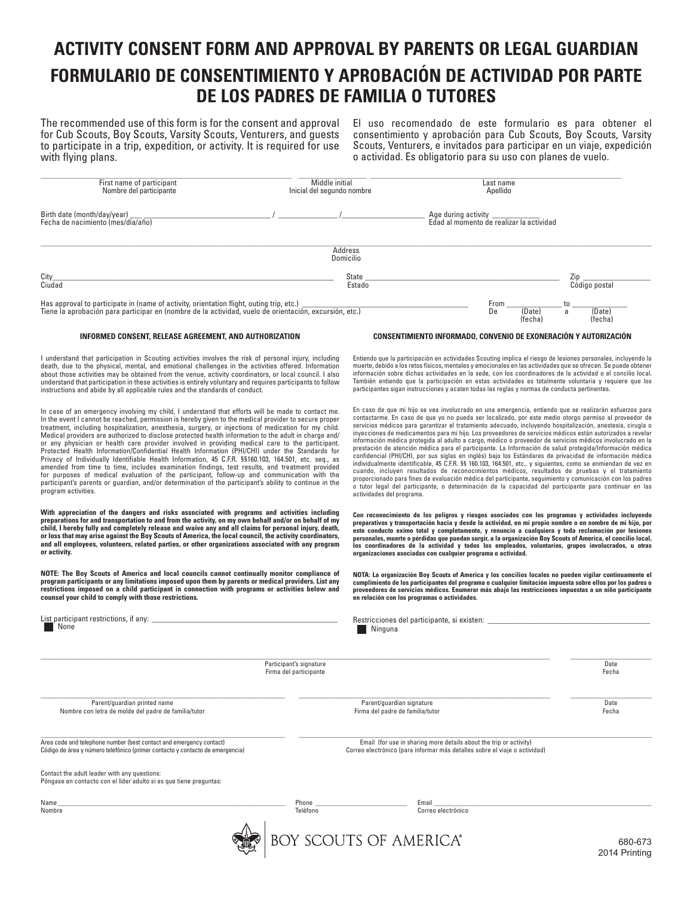# ACTIVITY CONSENT FORM AND APPROVAL BY PARENTS OR LEGAL GUARDIAN

# FORMULARIO DE CONSENTIMIENTO Y APROBACIÓN DE ACTIVIDAD POR PARTE DE LOS PADRES DE FAMILIA O TUTORES

The recommended use of this form is for the consent and approval for Cub Scouts, Boy Scouts, Varsity Scouts, Venturers, and guests to participate in a trip, expedition, or activity. It is required for use with flying plans.

El uso recomendado de este formulario es para obtener el consentimiento y aprobación para Cub Scouts, Boy Scouts, Varsity Scouts, Venturers, e invitados para participar en un viaje, expedición o actividad. Es obligatorio para su uso con planes de vuelo.

First name of participant / Nombre del participante ______________________ Middle initial / Inicial del segundo nombre ______ Last name / Apellido ______________________

Birth date (month/day/year) / Fecha de nacimiento (mes/día/año) ______ / ______ / ______ Age during activity / Edad al momento de realizar la actividad ______

Address / Domicilio ______________________________________________

City / Ciudad ______________________ State / Estado ______________________ Zip / Código postal ______

Has approval to participate in (name of activity, orientation flight, outting trip, etc.) / Tiene la aprobación para participar en (nombre de la actividad, vuelo de orientación, excursión, etc.) ______________________ From / De ______ (Date) (fecha) to / a ______ (Date) (fecha)

**INFORMED CONSENT, RELEASE AGREEMENT, AND AUTHORIZATION**

I understand that participation in Scouting activities involves the risk of personal injury, including death, due to the physical, mental, and emotional challenges in the activities offered. Information about those activities may be obtained from the venue, activity coordinators, or local council. I also understand that participation in these activities is entirely voluntary and requires participants to follow instructions and abide by all applicable rules and the standards of conduct.

In case of an emergency involving my child, I understand that efforts will be made to contact me. In the event I cannot be reached, permission is hereby given to the medical provider to secure proper treatment, including hospitalization, anesthesia, surgery, or injections of medication for my child. Medical providers are authorized to disclose protected health information to the adult in charge and/or any physician or health care provider involved in providing medical care to the participant. Protected Health Information/Confidential Health Information (PHI/CHI) under the Standards for Privacy of Individually Identifiable Health Information, 45 C.F.R. §§160.103, 164.501, etc. seq., as amended from time to time, includes examination findings, test results, and treatment provided for purposes of medical evaluation of the participant, follow-up and communication with the participant's parents or guardian, and/or determination of the participant's ability to continue in the program activities.

**With appreciation of the dangers and risks associated with programs and activities including preparations for and transportation to and from the activity, on my own behalf and/or on behalf of my child, I hereby fully and completely release and waive any and all claims for personal injury, death, or loss that may arise against the Boy Scouts of America, the local council, the activity coordinators, and all employees, volunteers, related parties, or other organizations associated with any program or activity.**

**NOTE: The Boy Scouts of America and local councils cannot continually monitor compliance of program participants or any limitations imposed upon them by parents or medical providers. List any restrictions imposed on a child participant in connection with programs or activities below and counsel your child to comply with those restrictions.**

List participant restrictions, if any: ______________________

☐ None

**CONSENTIMIENTO INFORMADO, CONVENIO DE EXONERACIÓN Y AUTORIZACIÓN**

Entiendo que la participación en actividades Scouting implica el riesgo de lesiones personales, incluyendo la muerte, debido a los retos físicos, mentales y emocionales en las actividades que se ofrecen. Se puede obtener información sobre dichas actividades en la sede, con los coordinadores de la actividad o el concilio local. También entiendo que la participación en estas actividades es totalmente voluntaria y requiere que los participantes sigan instrucciones y acaten todas las reglas y normas de conducta pertinentes.

En caso de que mi hijo se vea involucrado en una emergencia, entiendo que se realizarán esfuerzos para contactarme. En caso de que yo no pueda ser localizado, por este medio otorgo permiso al proveedor de servicios médicos para garantizar el tratamiento adecuado, incluyendo hospitalización, anestesia, cirugía o inyecciones de medicamentos para mi hijo. Los proveedores de servicios médicos están autorizados a revelar información médica protegida al adulto a cargo, médico o proveedor de servicios médicos involucrado en la prestación de atención médica para el participante. La Información de salud protegida/Información médica confidencial (PHI/CHI, por sus siglas en inglés) bajo los Estándares de privacidad de información médica individualmente identificable, 45 C.F.R. §§ 160.103, 164.501, etc., y siguientes, como se enmiendan de vez en cuando, incluyen resultados de reconocimientos médicos, resultados de pruebas y el tratamiento proporcionado para fines de evaluación médica del participante, seguimiento y comunicación con los padres o tutor legal del participante, o determinación de la capacidad del participante para continuar en las actividades del programa.

**Con reconocimiento de los peligros y riesgos asociados con los programas y actividades incluyendo preparativos y transportación hacia y desde la actividad, en mi propio nombre o en nombre de mi hijo, por este conducto eximo total y completamente, y renuncio a cualquiera y toda reclamación por lesiones personales, muerte o pérdidas que puedan surgir, a la organización Boy Scouts of America, el concilio local, los coordinadores de la actividad y todos los empleados, voluntarios, grupos involucrados, u otras organizaciones asociadas con cualquier programa o actividad.**

**NOTA: La organización Boy Scouts of America y los concilios locales no pueden vigilar continuamente el cumplimiento de los participantes del programa o cualquier limitación impuesta sobre ellos por los padres o proveedores de servicios médicos. Enumerar más abajo las restricciones impuestas a un niño participante en relación con los programas o actividades.**

Restricciones del participante, si existen: ______________________

☐ Ninguna

______________________ Participant's signature / Firma del participante ______ Date / Fecha

______________________ Parent/guardian printed name / Nombre con letra de molde del padre de familia/tutor ______________________ Parent/guardian signature / Firma del padre de familia/tutor ______ Date / Fecha

______________________ Area code and telephone number (best contact and emergency contact) / Código de área y número telefónico (primer contacto y contacto de emergencia) ______________________ Email (for use in sharing more details about the trip or activity) / Correo electrónico (para informar más detalles sobre el viaje o actividad)

Contact the adult leader with any questions:
Póngase en contacto con el líder adulto si es que tiene preguntas:

Name / Nombre ______________________ Phone / Teléfono ______________ Email / Correo electrónico ______________________

BOY SCOUTS OF AMERICA®

680-673
2014 Printing